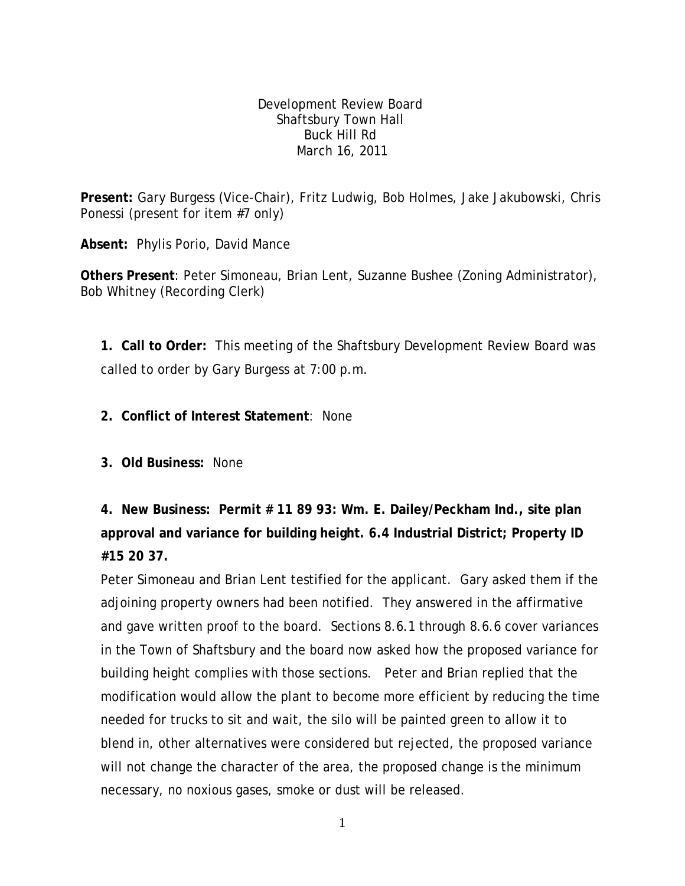Development Review Board
Shaftsbury Town Hall
Buck Hill Rd
March 16, 2011

**Present:** Gary Burgess (Vice-Chair), Fritz Ludwig, Bob Holmes, Jake Jakubowski, Chris Ponessi (present for item #7 only)

**Absent:** Phylis Porio, David Mance

**Others Present**: Peter Simoneau, Brian Lent, Suzanne Bushee (Zoning Administrator), Bob Whitney (Recording Clerk)

**1. Call to Order:** This meeting of the Shaftsbury Development Review Board was called to order by Gary Burgess at 7:00 p.m.

**2. Conflict of Interest Statement**: None

**3. Old Business:** None

**4. New Business: Permit # 11 89 93: Wm. E. Dailey/Peckham Ind., site plan approval and variance for building height. 6.4 Industrial District; Property ID #15 20 37.**

Peter Simoneau and Brian Lent testified for the applicant. Gary asked them if the adjoining property owners had been notified. They answered in the affirmative and gave written proof to the board. Sections 8.6.1 through 8.6.6 cover variances in the Town of Shaftsbury and the board now asked how the proposed variance for building height complies with those sections. Peter and Brian replied that the modification would allow the plant to become more efficient by reducing the time needed for trucks to sit and wait, the silo will be painted green to allow it to blend in, other alternatives were considered but rejected, the proposed variance will not change the character of the area, the proposed change is the minimum necessary, no noxious gases, smoke or dust will be released.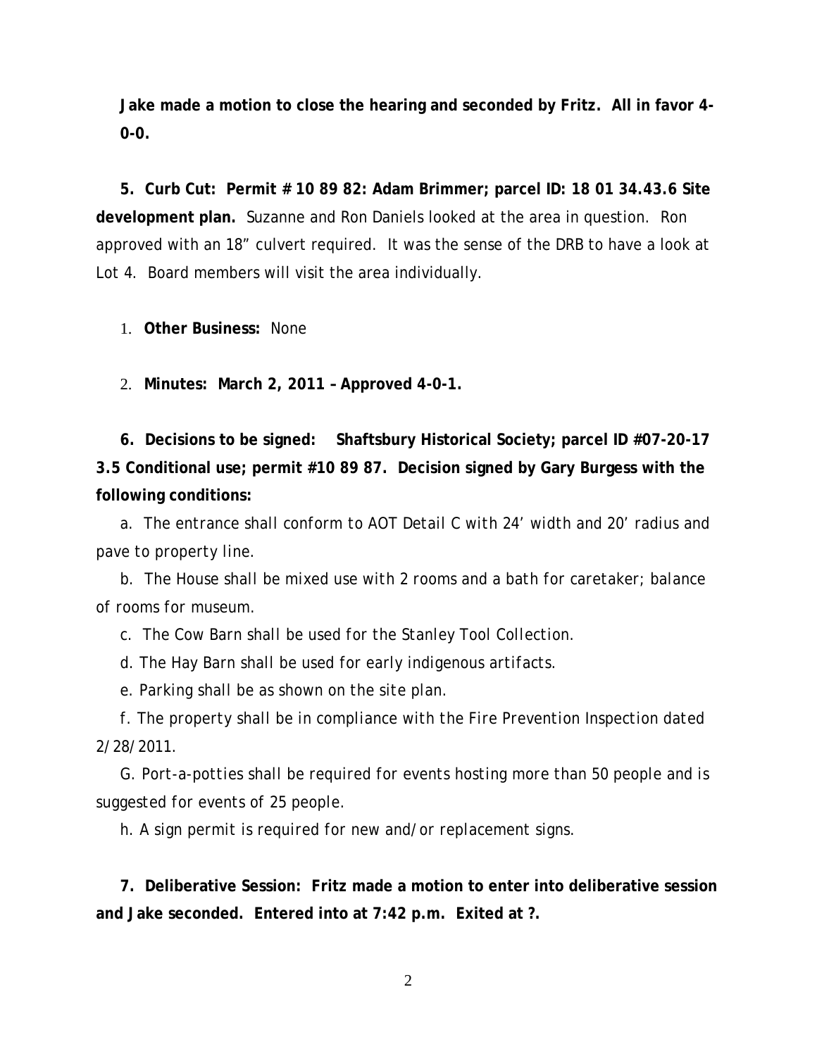**Jake made a motion to close the hearing and seconded by Fritz. All in favor 4-0-0.**

**5. Curb Cut: Permit # 10 89 82: Adam Brimmer; parcel ID: 18 01 34.43.6 Site development plan.** Suzanne and Ron Daniels looked at the area in question. Ron approved with an 18" culvert required. It was the sense of the DRB to have a look at Lot 4. Board members will visit the area individually.

1. **Other Business:** None

2. **Minutes: March 2, 2011 – Approved 4-0-1.**

**6. Decisions to be signed: Shaftsbury Historical Society; parcel ID #07-20-17 3.5 Conditional use; permit #10 89 87. Decision signed by Gary Burgess with the following conditions:**

a. The entrance shall conform to AOT Detail C with 24' width and 20' radius and pave to property line.

b. The House shall be mixed use with 2 rooms and a bath for caretaker; balance of rooms for museum.

c. The Cow Barn shall be used for the Stanley Tool Collection.

d. The Hay Barn shall be used for early indigenous artifacts.

e. Parking shall be as shown on the site plan.

f. The property shall be in compliance with the Fire Prevention Inspection dated 2/28/2011.

G. Port-a-potties shall be required for events hosting more than 50 people and is suggested for events of 25 people.

h. A sign permit is required for new and/or replacement signs.

**7. Deliberative Session: Fritz made a motion to enter into deliberative session and Jake seconded. Entered into at 7:42 p.m. Exited at ?.**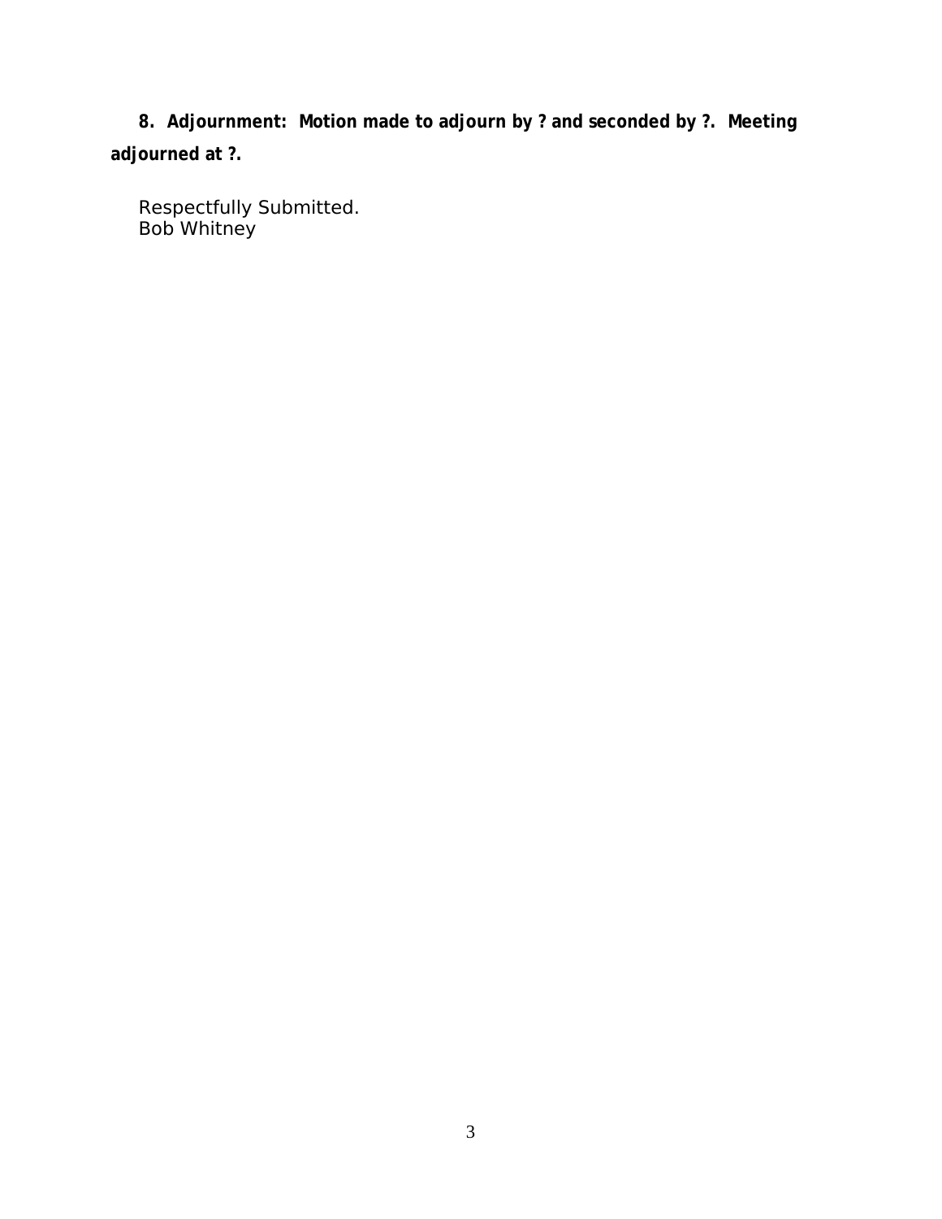**8. Adjournment: Motion made to adjourn by ? and seconded by ?. Meeting adjourned at ?.**

Respectfully Submitted.
Bob Whitney